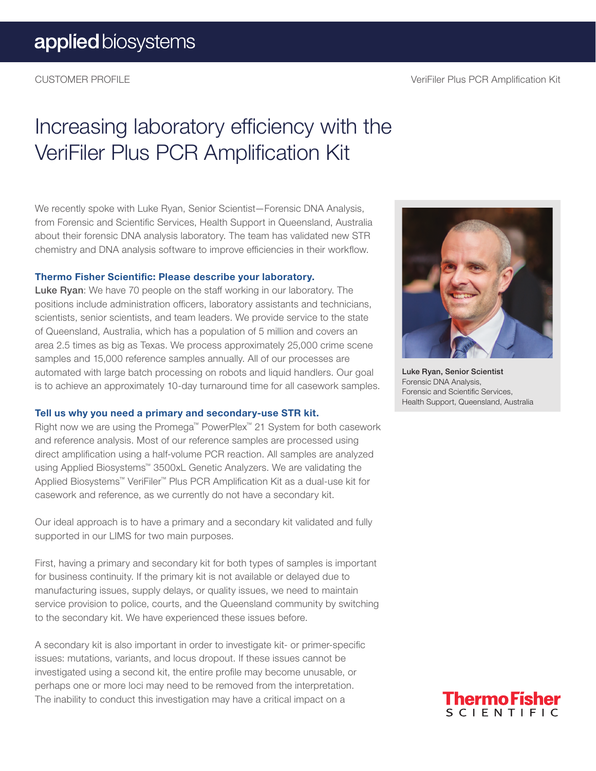CUSTOMER PROFILE

VeriFiler Plus PCR Amplification Kit

# Increasing laboratory efficiency with the VeriFiler Plus PCR Amplification Kit

We recently spoke with Luke Ryan, Senior Scientist—Forensic DNA Analysis, from Forensic and Scientific Services, Health Support in Queensland, Australia about their forensic DNA analysis laboratory. The team has validated new STR chemistry and DNA analysis software to improve efficiencies in their workflow.

**Luke Ryan, Senior Scientist**
Forensic DNA Analysis,
Forensic and Scientific Services,
Health Support, Queensland, Australia

### Thermo Fisher Scientific: Please describe your laboratory.

**Luke Ryan**: We have 70 people on the staff working in our laboratory. The positions include administration officers, laboratory assistants and technicians, scientists, senior scientists, and team leaders. We provide service to the state of Queensland, Australia, which has a population of 5 million and covers an area 2.5 times as big as Texas. We process approximately 25,000 crime scene samples and 15,000 reference samples annually. All of our processes are automated with large batch processing on robots and liquid handlers. Our goal is to achieve an approximately 10-day turnaround time for all casework samples.

### Tell us why you need a primary and secondary-use STR kit.

Right now we are using the Promega™ PowerPlex™ 21 System for both casework and reference analysis. Most of our reference samples are processed using direct amplification using a half-volume PCR reaction. All samples are analyzed using Applied Biosystems™ 3500xL Genetic Analyzers. We are validating the Applied Biosystems™ VeriFiler™ Plus PCR Amplification Kit as a dual-use kit for casework and reference, as we currently do not have a secondary kit.

Our ideal approach is to have a primary and a secondary kit validated and fully supported in our LIMS for two main purposes.

First, having a primary and secondary kit for both types of samples is important for business continuity. If the primary kit is not available or delayed due to manufacturing issues, supply delays, or quality issues, we need to maintain service provision to police, courts, and the Queensland community by switching to the secondary kit. We have experienced these issues before.

A secondary kit is also important in order to investigate kit- or primer-specific issues: mutations, variants, and locus dropout. If these issues cannot be investigated using a second kit, the entire profile may become unusable, or perhaps one or more loci may need to be removed from the interpretation. The inability to conduct this investigation may have a critical impact on a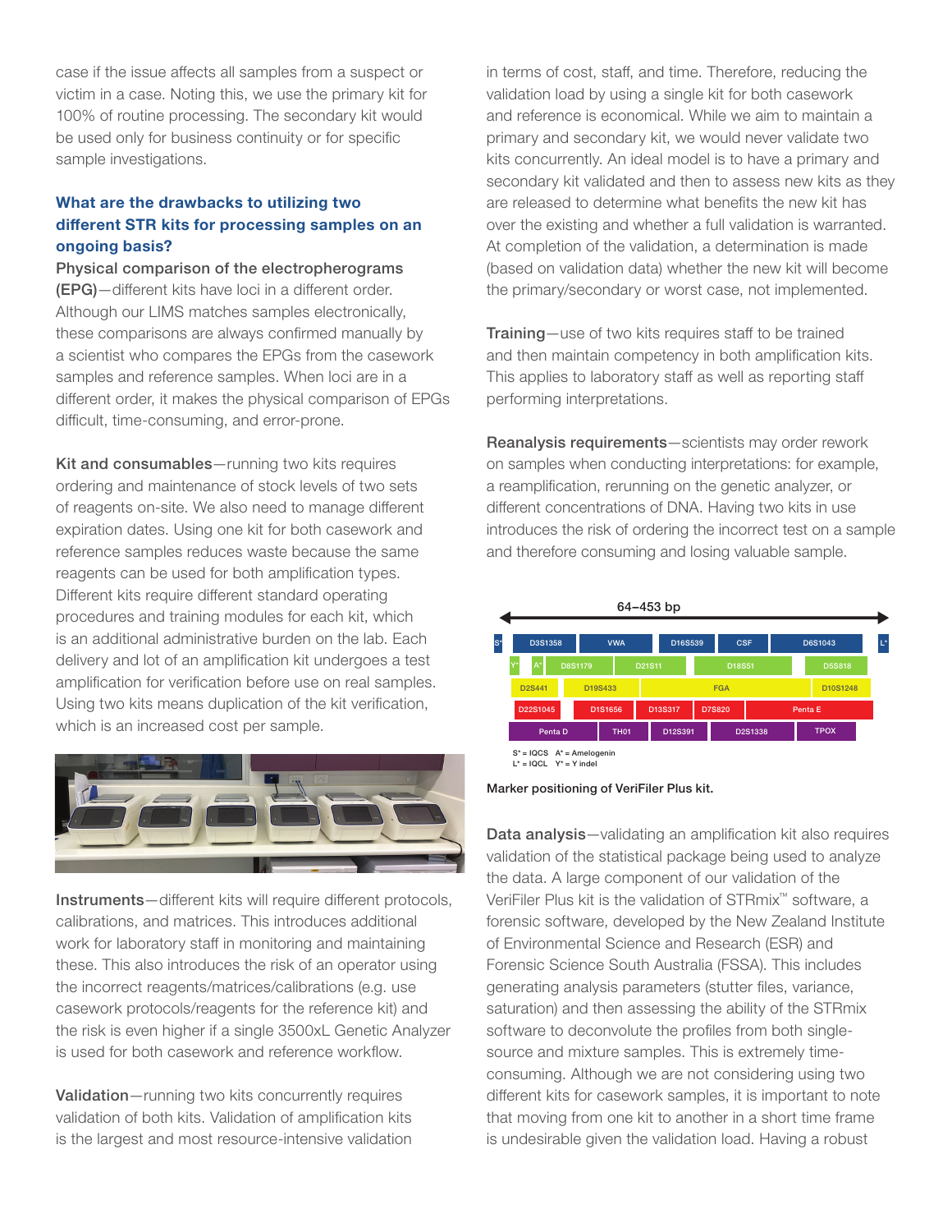case if the issue affects all samples from a suspect or victim in a case. Noting this, we use the primary kit for 100% of routine processing. The secondary kit would be used only for business continuity or for specific sample investigations.

### What are the drawbacks to utilizing two different STR kits for processing samples on an ongoing basis?

**Physical comparison of the electropherograms (EPG)**—different kits have loci in a different order. Although our LIMS matches samples electronically, these comparisons are always confirmed manually by a scientist who compares the EPGs from the casework samples and reference samples. When loci are in a different order, it makes the physical comparison of EPGs difficult, time-consuming, and error-prone.

**Kit and consumables**—running two kits requires ordering and maintenance of stock levels of two sets of reagents on-site. We also need to manage different expiration dates. Using one kit for both casework and reference samples reduces waste because the same reagents can be used for both amplification types. Different kits require different standard operating procedures and training modules for each kit, which is an additional administrative burden on the lab. Each delivery and lot of an amplification kit undergoes a test amplification for verification before use on real samples. Using two kits means duplication of the kit verification, which is an increased cost per sample.

**Instruments**—different kits will require different protocols, calibrations, and matrices. This introduces additional work for laboratory staff in monitoring and maintaining these. This also introduces the risk of an operator using the incorrect reagents/matrices/calibrations (e.g. use casework protocols/reagents for the reference kit) and the risk is even higher if a single 3500xL Genetic Analyzer is used for both casework and reference workflow.

**Validation**—running two kits concurrently requires validation of both kits. Validation of amplification kits is the largest and most resource-intensive validation in terms of cost, staff, and time. Therefore, reducing the validation load by using a single kit for both casework and reference is economical. While we aim to maintain a primary and secondary kit, we would never validate two kits concurrently. An ideal model is to have a primary and secondary kit validated and then to assess new kits as they are released to determine what benefits the new kit has over the existing and whether a full validation is warranted. At completion of the validation, a determination is made (based on validation data) whether the new kit will become the primary/secondary or worst case, not implemented.

**Training**—use of two kits requires staff to be trained and then maintain competency in both amplification kits. This applies to laboratory staff as well as reporting staff performing interpretations.

**Reanalysis requirements**—scientists may order rework on samples when conducting interpretations: for example, a reamplification, rerunning on the genetic analyzer, or different concentrations of DNA. Having two kits in use introduces the risk of ordering the incorrect test on a sample and therefore consuming and losing valuable sample.

64–453 bp

| | | | | | | |
|---|---|---|---|---|---|---|
| S* | D3S1358 | VWA | D16S539 | CSF | D6S1043 | L* |
| Y* A* | D8S1179 | D21S11 | D18S51 | | D5S818 | |
| D2S441 | D19S433 | FGA | | | D10S1248 | |
| D22S1045 | D1S1656 | D13S317 | D7S820 | Penta E | | |
| Penta D | TH01 | D12S391 | D2S1338 | TPOX | | |

S* = IQCS A* = Amelogenin
L* = IQCL Y* = Y indel

**Marker positioning of VeriFiler Plus kit.**

**Data analysis**—validating an amplification kit also requires validation of the statistical package being used to analyze the data. A large component of our validation of the VeriFiler Plus kit is the validation of STRmix™ software, a forensic software, developed by the New Zealand Institute of Environmental Science and Research (ESR) and Forensic Science South Australia (FSSA). This includes generating analysis parameters (stutter files, variance, saturation) and then assessing the ability of the STRmix software to deconvolute the profiles from both single-source and mixture samples. This is extremely time-consuming. Although we are not considering using two different kits for casework samples, it is important to note that moving from one kit to another in a short time frame is undesirable given the validation load. Having a robust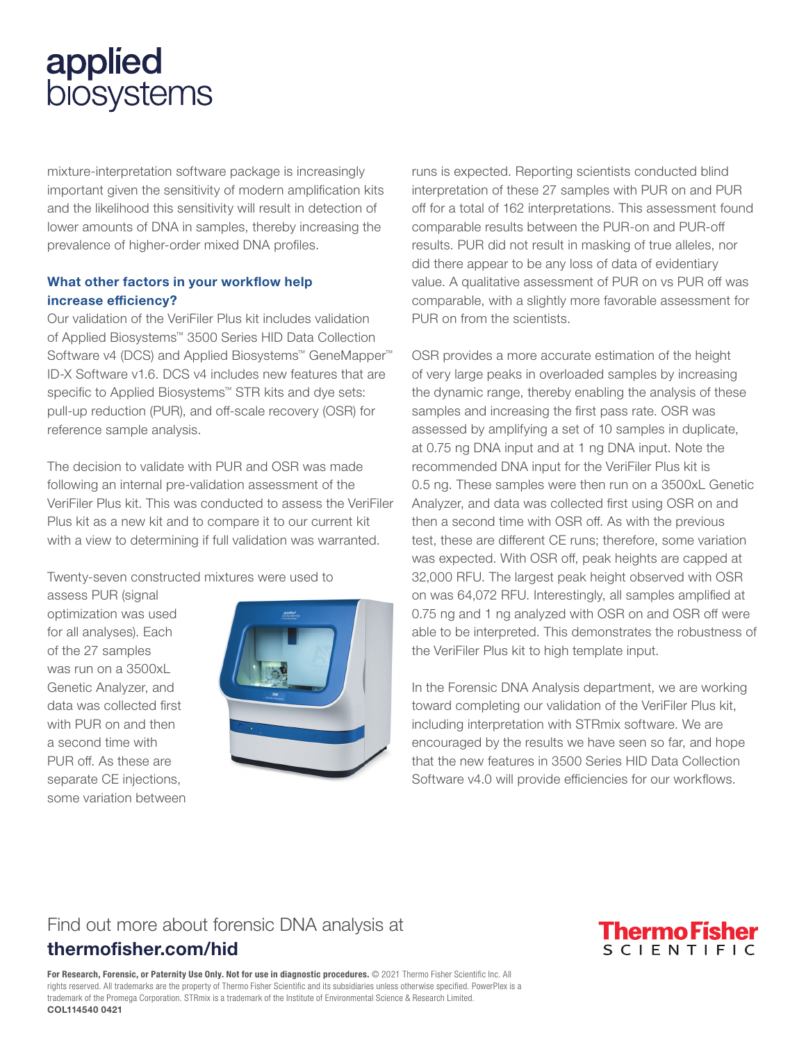mixture-interpretation software package is increasingly important given the sensitivity of modern amplification kits and the likelihood this sensitivity will result in detection of lower amounts of DNA in samples, thereby increasing the prevalence of higher-order mixed DNA profiles.

### What other factors in your workflow help increase efficiency?

Our validation of the VeriFiler Plus kit includes validation of Applied Biosystems™ 3500 Series HID Data Collection Software v4 (DCS) and Applied Biosystems™ GeneMapper™ ID-X Software v1.6. DCS v4 includes new features that are specific to Applied Biosystems™ STR kits and dye sets: pull-up reduction (PUR), and off-scale recovery (OSR) for reference sample analysis.

The decision to validate with PUR and OSR was made following an internal pre-validation assessment of the VeriFiler Plus kit. This was conducted to assess the VeriFiler Plus kit as a new kit and to compare it to our current kit with a view to determining if full validation was warranted.

Twenty-seven constructed mixtures were used to assess PUR (signal optimization was used for all analyses). Each of the 27 samples was run on a 3500xL Genetic Analyzer, and data was collected first with PUR on and then a second time with PUR off. As these are separate CE injections, some variation between runs is expected. Reporting scientists conducted blind interpretation of these 27 samples with PUR on and PUR off for a total of 162 interpretations. This assessment found comparable results between the PUR-on and PUR-off results. PUR did not result in masking of true alleles, nor did there appear to be any loss of data of evidentiary value. A qualitative assessment of PUR on vs PUR off was comparable, with a slightly more favorable assessment for PUR on from the scientists.

OSR provides a more accurate estimation of the height of very large peaks in overloaded samples by increasing the dynamic range, thereby enabling the analysis of these samples and increasing the first pass rate. OSR was assessed by amplifying a set of 10 samples in duplicate, at 0.75 ng DNA input and at 1 ng DNA input. Note the recommended DNA input for the VeriFiler Plus kit is 0.5 ng. These samples were then run on a 3500xL Genetic Analyzer, and data was collected first using OSR on and then a second time with OSR off. As with the previous test, these are different CE runs; therefore, some variation was expected. With OSR off, peak heights are capped at 32,000 RFU. The largest peak height observed with OSR on was 64,072 RFU. Interestingly, all samples amplified at 0.75 ng and 1 ng analyzed with OSR on and OSR off were able to be interpreted. This demonstrates the robustness of the VeriFiler Plus kit to high template input.

In the Forensic DNA Analysis department, we are working toward completing our validation of the VeriFiler Plus kit, including interpretation with STRmix software. We are encouraged by the results we have seen so far, and hope that the new features in 3500 Series HID Data Collection Software v4.0 will provide efficiencies for our workflows.

Find out more about forensic DNA analysis at **thermofisher.com/hid**

**For Research, Forensic, or Paternity Use Only. Not for use in diagnostic procedures.** © 2021 Thermo Fisher Scientific Inc. All rights reserved. All trademarks are the property of Thermo Fisher Scientific and its subsidiaries unless otherwise specified. PowerPlex is a trademark of the Promega Corporation. STRmix is a trademark of the Institute of Environmental Science & Research Limited.
**COL114540 0421**